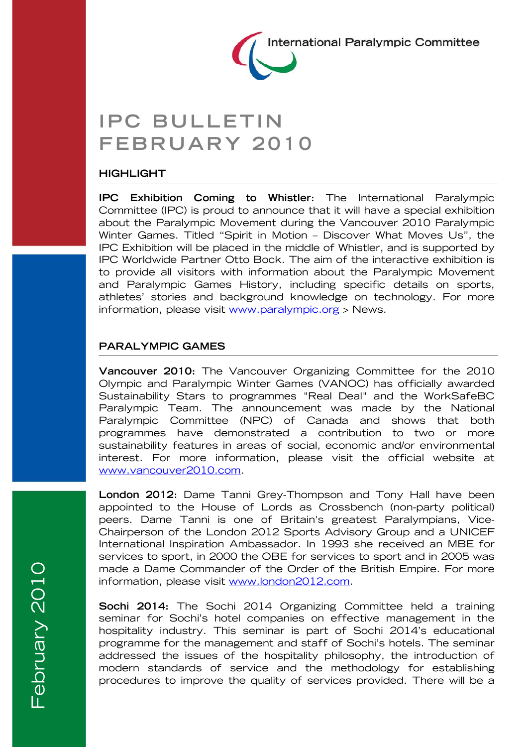International Paralympic Committee

# IPC BULLETIN FEBRUARY 2010

## HIGHLIGHT

**IPC Exhibition Coming to Whistler:** The International Paralympic Committee (IPC) is proud to announce that it will have a special exhibition about the Paralympic Movement during the Vancouver 2010 Paralympic Winter Games. Titled "Spirit in Motion – Discover What Moves Us", the IPC Exhibition will be placed in the middle of Whistler, and is supported by IPC Worldwide Partner Otto Bock. The aim of the interactive exhibition is to provide all visitors with information about the Paralympic Movement and Paralympic Games History, including specific details on sports, athletes' stories and background knowledge on technology. For more information, please visit www.paralympic.org > News.

## PARALYMPIC GAMES

**Vancouver 2010:** The Vancouver Organizing Committee for the 2010 Olympic and Paralympic Winter Games (VANOC) has officially awarded Sustainability Stars to programmes "Real Deal" and the WorkSafeBC Paralympic Team. The announcement was made by the National Paralympic Committee (NPC) of Canada and shows that both programmes have demonstrated a contribution to two or more sustainability features in areas of social, economic and/or environmental interest. For more information, please visit the official website at www.vancouver2010.com.

**London 2012:** Dame Tanni Grey-Thompson and Tony Hall have been appointed to the House of Lords as Crossbench (non-party political) peers. Dame Tanni is one of Britain's greatest Paralympians, Vice-Chairperson of the London 2012 Sports Advisory Group and a UNICEF International Inspiration Ambassador. In 1993 she received an MBE for services to sport, in 2000 the OBE for services to sport and in 2005 was made a Dame Commander of the Order of the British Empire. For more information, please visit www.london2012.com.

**Sochi 2014:** The Sochi 2014 Organizing Committee held a training seminar for Sochi's hotel companies on effective management in the hospitality industry. This seminar is part of Sochi 2014's educational programme for the management and staff of Sochi's hotels. The seminar addressed the issues of the hospitality philosophy, the introduction of modern standards of service and the methodology for establishing procedures to improve the quality of services provided. There will be a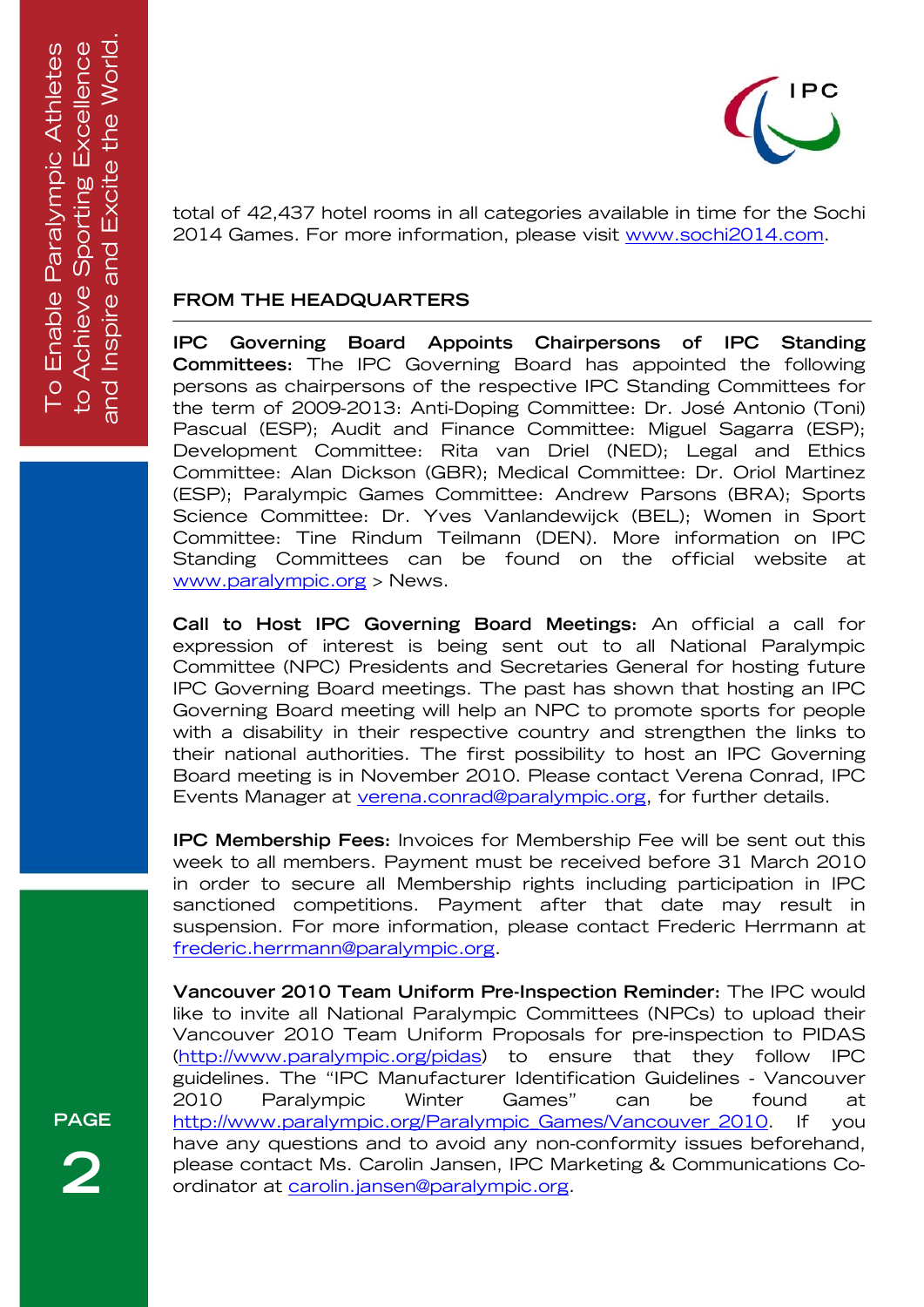total of 42,437 hotel rooms in all categories available in time for the Sochi 2014 Games. For more information, please visit www.sochi2014.com.

## FROM THE HEADQUARTERS

**IPC Governing Board Appoints Chairpersons of IPC Standing Committees:** The IPC Governing Board has appointed the following persons as chairpersons of the respective IPC Standing Committees for the term of 2009-2013: Anti-Doping Committee: Dr. José Antonio (Toni) Pascual (ESP); Audit and Finance Committee: Miguel Sagarra (ESP); Development Committee: Rita van Driel (NED); Legal and Ethics Committee: Alan Dickson (GBR); Medical Committee: Dr. Oriol Martinez (ESP); Paralympic Games Committee: Andrew Parsons (BRA); Sports Science Committee: Dr. Yves Vanlandewijck (BEL); Women in Sport Committee: Tine Rindum Teilmann (DEN). More information on IPC Standing Committees can be found on the official website at www.paralympic.org > News.

**Call to Host IPC Governing Board Meetings:** An official a call for expression of interest is being sent out to all National Paralympic Committee (NPC) Presidents and Secretaries General for hosting future IPC Governing Board meetings. The past has shown that hosting an IPC Governing Board meeting will help an NPC to promote sports for people with a disability in their respective country and strengthen the links to their national authorities. The first possibility to host an IPC Governing Board meeting is in November 2010. Please contact Verena Conrad, IPC Events Manager at verena.conrad@paralympic.org, for further details.

**IPC Membership Fees:** Invoices for Membership Fee will be sent out this week to all members. Payment must be received before 31 March 2010 in order to secure all Membership rights including participation in IPC sanctioned competitions. Payment after that date may result in suspension. For more information, please contact Frederic Herrmann at frederic.herrmann@paralympic.org.

**Vancouver 2010 Team Uniform Pre-Inspection Reminder:** The IPC would like to invite all National Paralympic Committees (NPCs) to upload their Vancouver 2010 Team Uniform Proposals for pre-inspection to PIDAS (http://www.paralympic.org/pidas) to ensure that they follow IPC guidelines. The "IPC Manufacturer Identification Guidelines - Vancouver 2010 Paralympic Winter Games" can be found at http://www.paralympic.org/Paralympic_Games/Vancouver_2010. If you have any questions and to avoid any non-conformity issues beforehand, please contact Ms. Carolin Jansen, IPC Marketing & Communications Co-ordinator at carolin.jansen@paralympic.org.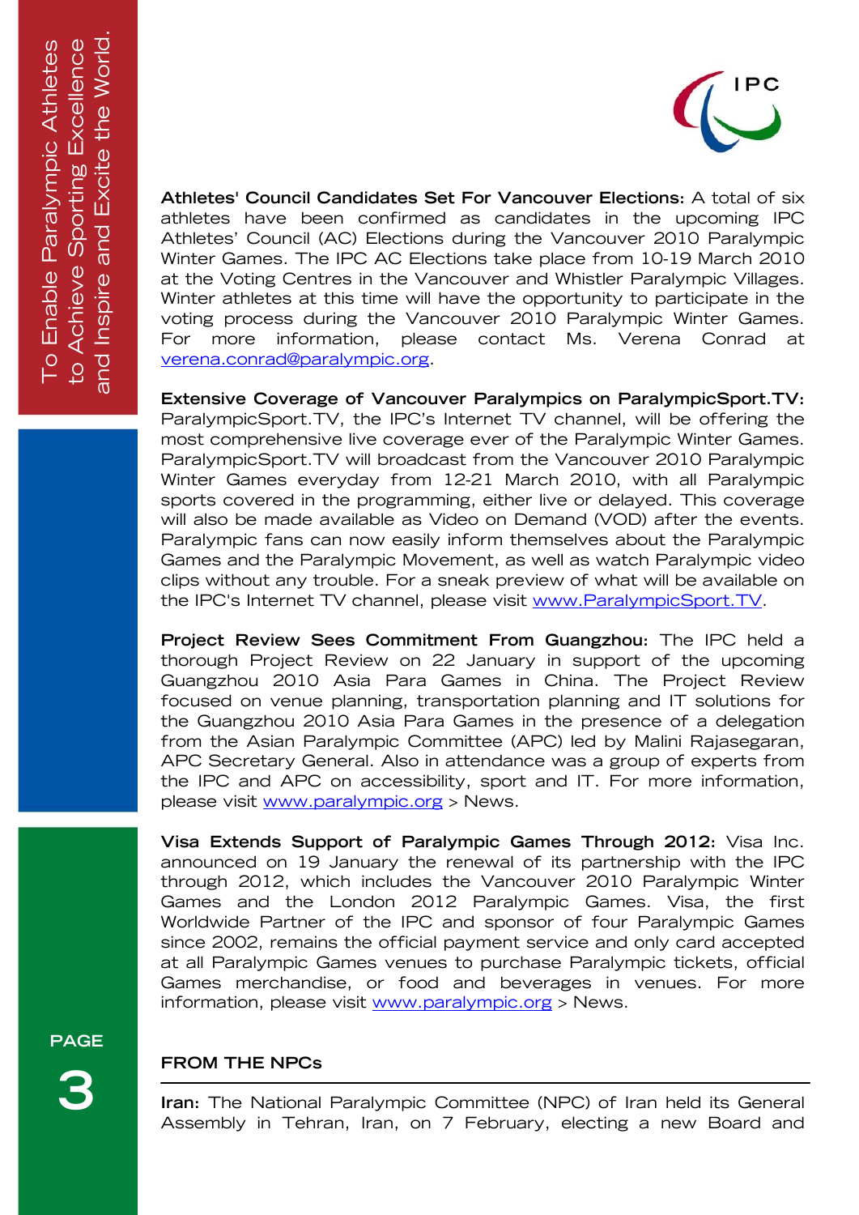**Athletes' Council Candidates Set For Vancouver Elections:** A total of six athletes have been confirmed as candidates in the upcoming IPC Athletes' Council (AC) Elections during the Vancouver 2010 Paralympic Winter Games. The IPC AC Elections take place from 10-19 March 2010 at the Voting Centres in the Vancouver and Whistler Paralympic Villages. Winter athletes at this time will have the opportunity to participate in the voting process during the Vancouver 2010 Paralympic Winter Games. For more information, please contact Ms. Verena Conrad at verena.conrad@paralympic.org.

**Extensive Coverage of Vancouver Paralympics on ParalympicSport.TV:** ParalympicSport.TV, the IPC's Internet TV channel, will be offering the most comprehensive live coverage ever of the Paralympic Winter Games. ParalympicSport.TV will broadcast from the Vancouver 2010 Paralympic Winter Games everyday from 12-21 March 2010, with all Paralympic sports covered in the programming, either live or delayed. This coverage will also be made available as Video on Demand (VOD) after the events. Paralympic fans can now easily inform themselves about the Paralympic Games and the Paralympic Movement, as well as watch Paralympic video clips without any trouble. For a sneak preview of what will be available on the IPC's Internet TV channel, please visit www.ParalympicSport.TV.

**Project Review Sees Commitment From Guangzhou:** The IPC held a thorough Project Review on 22 January in support of the upcoming Guangzhou 2010 Asia Para Games in China. The Project Review focused on venue planning, transportation planning and IT solutions for the Guangzhou 2010 Asia Para Games in the presence of a delegation from the Asian Paralympic Committee (APC) led by Malini Rajasegaran, APC Secretary General. Also in attendance was a group of experts from the IPC and APC on accessibility, sport and IT. For more information, please visit www.paralympic.org > News.

**Visa Extends Support of Paralympic Games Through 2012:** Visa Inc. announced on 19 January the renewal of its partnership with the IPC through 2012, which includes the Vancouver 2010 Paralympic Winter Games and the London 2012 Paralympic Games. Visa, the first Worldwide Partner of the IPC and sponsor of four Paralympic Games since 2002, remains the official payment service and only card accepted at all Paralympic Games venues to purchase Paralympic tickets, official Games merchandise, or food and beverages in venues. For more information, please visit www.paralympic.org > News.

## FROM THE NPCs

**Iran:** The National Paralympic Committee (NPC) of Iran held its General Assembly in Tehran, Iran, on 7 February, electing a new Board and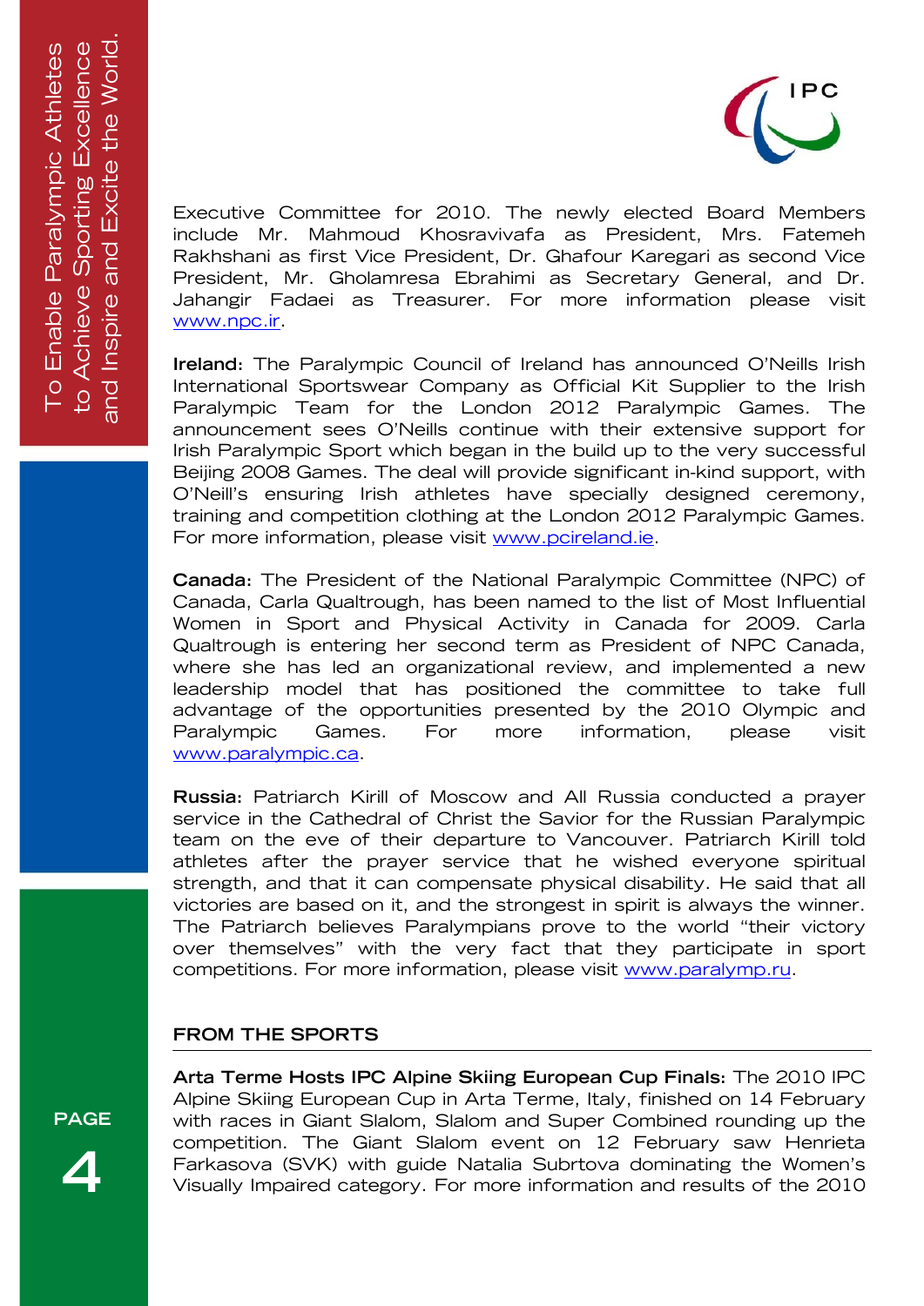Executive Committee for 2010. The newly elected Board Members include Mr. Mahmoud Khosravivafa as President, Mrs. Fatemeh Rakhshani as first Vice President, Dr. Ghafour Karegari as second Vice President, Mr. Gholamresa Ebrahimi as Secretary General, and Dr. Jahangir Fadaei as Treasurer. For more information please visit www.npc.ir.

**Ireland:** The Paralympic Council of Ireland has announced O'Neills Irish International Sportswear Company as Official Kit Supplier to the Irish Paralympic Team for the London 2012 Paralympic Games. The announcement sees O'Neills continue with their extensive support for Irish Paralympic Sport which began in the build up to the very successful Beijing 2008 Games. The deal will provide significant in-kind support, with O'Neill's ensuring Irish athletes have specially designed ceremony, training and competition clothing at the London 2012 Paralympic Games. For more information, please visit www.pcireland.ie.

**Canada:** The President of the National Paralympic Committee (NPC) of Canada, Carla Qualtrough, has been named to the list of Most Influential Women in Sport and Physical Activity in Canada for 2009. Carla Qualtrough is entering her second term as President of NPC Canada, where she has led an organizational review, and implemented a new leadership model that has positioned the committee to take full advantage of the opportunities presented by the 2010 Olympic and Paralympic Games. For more information, please visit www.paralympic.ca.

**Russia:** Patriarch Kirill of Moscow and All Russia conducted a prayer service in the Cathedral of Christ the Savior for the Russian Paralympic team on the eve of their departure to Vancouver. Patriarch Kirill told athletes after the prayer service that he wished everyone spiritual strength, and that it can compensate physical disability. He said that all victories are based on it, and the strongest in spirit is always the winner. The Patriarch believes Paralympians prove to the world "their victory over themselves" with the very fact that they participate in sport competitions. For more information, please visit www.paralymp.ru.

## FROM THE SPORTS

**Arta Terme Hosts IPC Alpine Skiing European Cup Finals:** The 2010 IPC Alpine Skiing European Cup in Arta Terme, Italy, finished on 14 February with races in Giant Slalom, Slalom and Super Combined rounding up the competition. The Giant Slalom event on 12 February saw Henrieta Farkasova (SVK) with guide Natalia Subrtova dominating the Women's Visually Impaired category. For more information and results of the 2010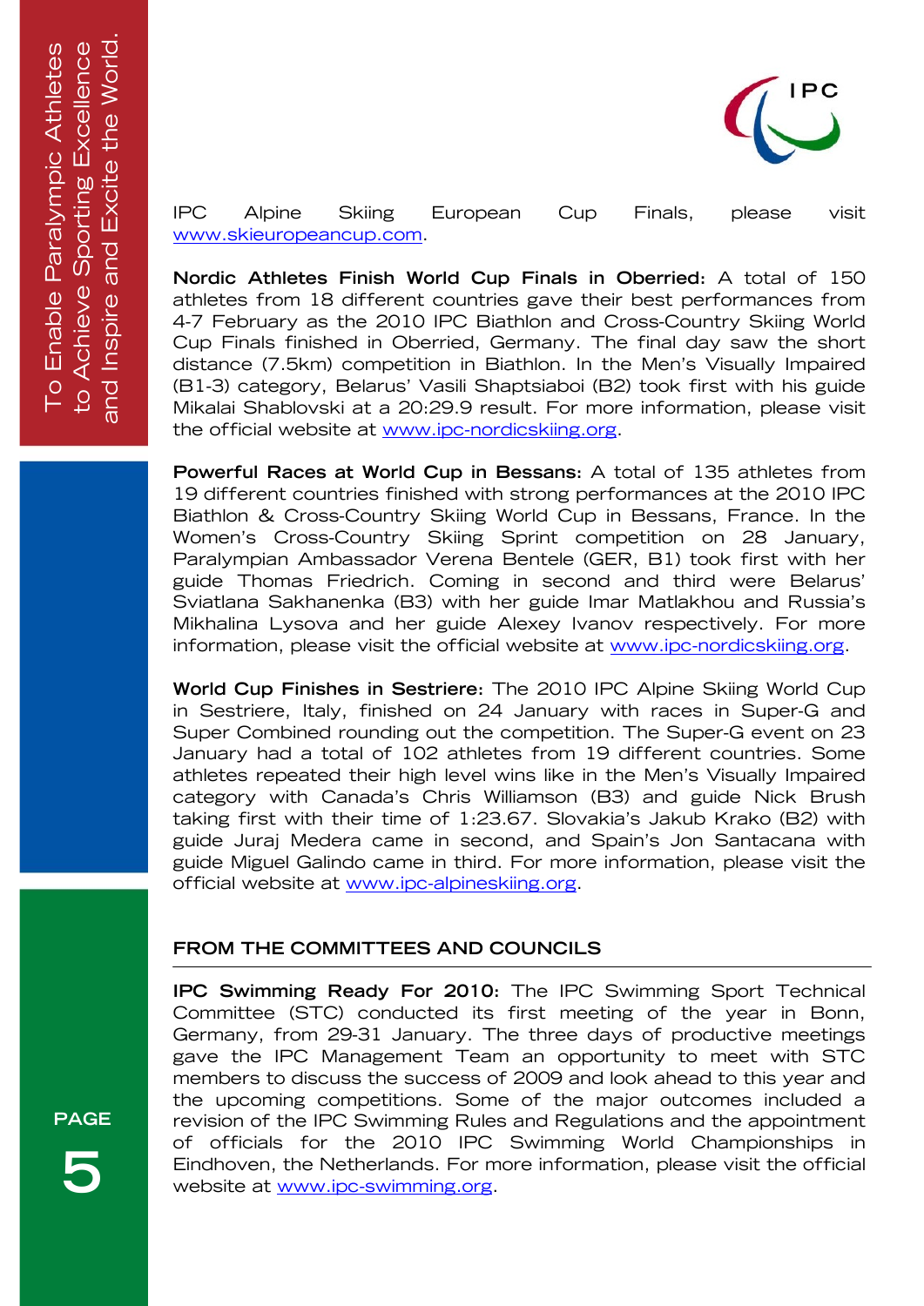IPC Alpine Skiing European Cup Finals, please visit www.skieuropeancup.com.

**Nordic Athletes Finish World Cup Finals in Oberried:** A total of 150 athletes from 18 different countries gave their best performances from 4-7 February as the 2010 IPC Biathlon and Cross-Country Skiing World Cup Finals finished in Oberried, Germany. The final day saw the short distance (7.5km) competition in Biathlon. In the Men's Visually Impaired (B1-3) category, Belarus' Vasili Shaptsiaboi (B2) took first with his guide Mikalai Shablovski at a 20:29.9 result. For more information, please visit the official website at www.ipc-nordicskiing.org.

**Powerful Races at World Cup in Bessans:** A total of 135 athletes from 19 different countries finished with strong performances at the 2010 IPC Biathlon & Cross-Country Skiing World Cup in Bessans, France. In the Women's Cross-Country Skiing Sprint competition on 28 January, Paralympian Ambassador Verena Bentele (GER, B1) took first with her guide Thomas Friedrich. Coming in second and third were Belarus' Sviatlana Sakhanenka (B3) with her guide Imar Matlakhou and Russia's Mikhalina Lysova and her guide Alexey Ivanov respectively. For more information, please visit the official website at www.ipc-nordicskiing.org.

**World Cup Finishes in Sestriere:** The 2010 IPC Alpine Skiing World Cup in Sestriere, Italy, finished on 24 January with races in Super-G and Super Combined rounding out the competition. The Super-G event on 23 January had a total of 102 athletes from 19 different countries. Some athletes repeated their high level wins like in the Men's Visually Impaired category with Canada's Chris Williamson (B3) and guide Nick Brush taking first with their time of 1:23.67. Slovakia's Jakub Krako (B2) with guide Juraj Medera came in second, and Spain's Jon Santacana with guide Miguel Galindo came in third. For more information, please visit the official website at www.ipc-alpineskiing.org.

## FROM THE COMMITTEES AND COUNCILS

**IPC Swimming Ready For 2010:** The IPC Swimming Sport Technical Committee (STC) conducted its first meeting of the year in Bonn, Germany, from 29-31 January. The three days of productive meetings gave the IPC Management Team an opportunity to meet with STC members to discuss the success of 2009 and look ahead to this year and the upcoming competitions. Some of the major outcomes included a revision of the IPC Swimming Rules and Regulations and the appointment of officials for the 2010 IPC Swimming World Championships in Eindhoven, the Netherlands. For more information, please visit the official website at www.ipc-swimming.org.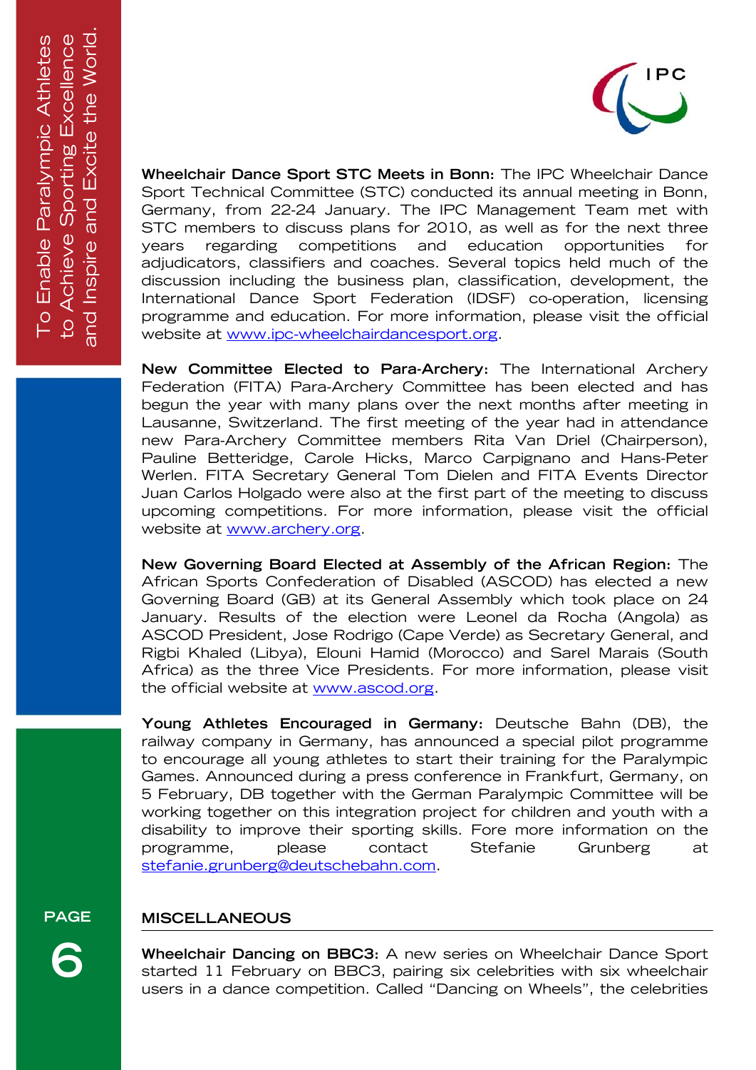**Wheelchair Dance Sport STC Meets in Bonn:** The IPC Wheelchair Dance Sport Technical Committee (STC) conducted its annual meeting in Bonn, Germany, from 22-24 January. The IPC Management Team met with STC members to discuss plans for 2010, as well as for the next three years regarding competitions and education opportunities for adjudicators, classifiers and coaches. Several topics held much of the discussion including the business plan, classification, development, the International Dance Sport Federation (IDSF) co-operation, licensing programme and education. For more information, please visit the official website at www.ipc-wheelchairdancesport.org.

**New Committee Elected to Para-Archery:** The International Archery Federation (FITA) Para-Archery Committee has been elected and has begun the year with many plans over the next months after meeting in Lausanne, Switzerland. The first meeting of the year had in attendance new Para-Archery Committee members Rita Van Driel (Chairperson), Pauline Betteridge, Carole Hicks, Marco Carpignano and Hans-Peter Werlen. FITA Secretary General Tom Dielen and FITA Events Director Juan Carlos Holgado were also at the first part of the meeting to discuss upcoming competitions. For more information, please visit the official website at www.archery.org.

**New Governing Board Elected at Assembly of the African Region:** The African Sports Confederation of Disabled (ASCOD) has elected a new Governing Board (GB) at its General Assembly which took place on 24 January. Results of the election were Leonel da Rocha (Angola) as ASCOD President, Jose Rodrigo (Cape Verde) as Secretary General, and Rigbi Khaled (Libya), Elouni Hamid (Morocco) and Sarel Marais (South Africa) as the three Vice Presidents. For more information, please visit the official website at www.ascod.org.

**Young Athletes Encouraged in Germany:** Deutsche Bahn (DB), the railway company in Germany, has announced a special pilot programme to encourage all young athletes to start their training for the Paralympic Games. Announced during a press conference in Frankfurt, Germany, on 5 February, DB together with the German Paralympic Committee will be working together on this integration project for children and youth with a disability to improve their sporting skills. Fore more information on the programme, please contact Stefanie Grunberg at stefanie.grunberg@deutschebahn.com.

## MISCELLANEOUS

**Wheelchair Dancing on BBC3:** A new series on Wheelchair Dance Sport started 11 February on BBC3, pairing six celebrities with six wheelchair users in a dance competition. Called "Dancing on Wheels", the celebrities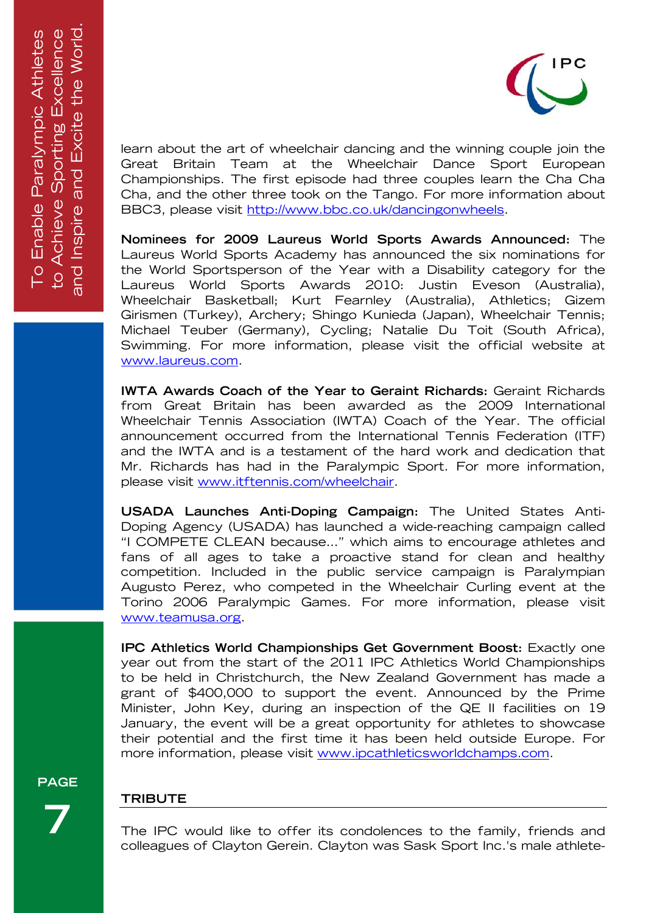learn about the art of wheelchair dancing and the winning couple join the Great Britain Team at the Wheelchair Dance Sport European Championships. The first episode had three couples learn the Cha Cha Cha, and the other three took on the Tango. For more information about BBC3, please visit http://www.bbc.co.uk/dancingonwheels.

**Nominees for 2009 Laureus World Sports Awards Announced:** The Laureus World Sports Academy has announced the six nominations for the World Sportsperson of the Year with a Disability category for the Laureus World Sports Awards 2010: Justin Eveson (Australia), Wheelchair Basketball; Kurt Fearnley (Australia), Athletics; Gizem Girismen (Turkey), Archery; Shingo Kunieda (Japan), Wheelchair Tennis; Michael Teuber (Germany), Cycling; Natalie Du Toit (South Africa), Swimming. For more information, please visit the official website at www.laureus.com.

**IWTA Awards Coach of the Year to Geraint Richards:** Geraint Richards from Great Britain has been awarded as the 2009 International Wheelchair Tennis Association (IWTA) Coach of the Year. The official announcement occurred from the International Tennis Federation (ITF) and the IWTA and is a testament of the hard work and dedication that Mr. Richards has had in the Paralympic Sport. For more information, please visit www.itftennis.com/wheelchair.

**USADA Launches Anti-Doping Campaign:** The United States Anti-Doping Agency (USADA) has launched a wide-reaching campaign called "I COMPETE CLEAN because..." which aims to encourage athletes and fans of all ages to take a proactive stand for clean and healthy competition. Included in the public service campaign is Paralympian Augusto Perez, who competed in the Wheelchair Curling event at the Torino 2006 Paralympic Games. For more information, please visit www.teamusa.org.

**IPC Athletics World Championships Get Government Boost:** Exactly one year out from the start of the 2011 IPC Athletics World Championships to be held in Christchurch, the New Zealand Government has made a grant of $400,000 to support the event. Announced by the Prime Minister, John Key, during an inspection of the QE II facilities on 19 January, the event will be a great opportunity for athletes to showcase their potential and the first time it has been held outside Europe. For more information, please visit www.ipcathleticsworldchamps.com.

## TRIBUTE

The IPC would like to offer its condolences to the family, friends and colleagues of Clayton Gerein. Clayton was Sask Sport Inc.'s male athlete-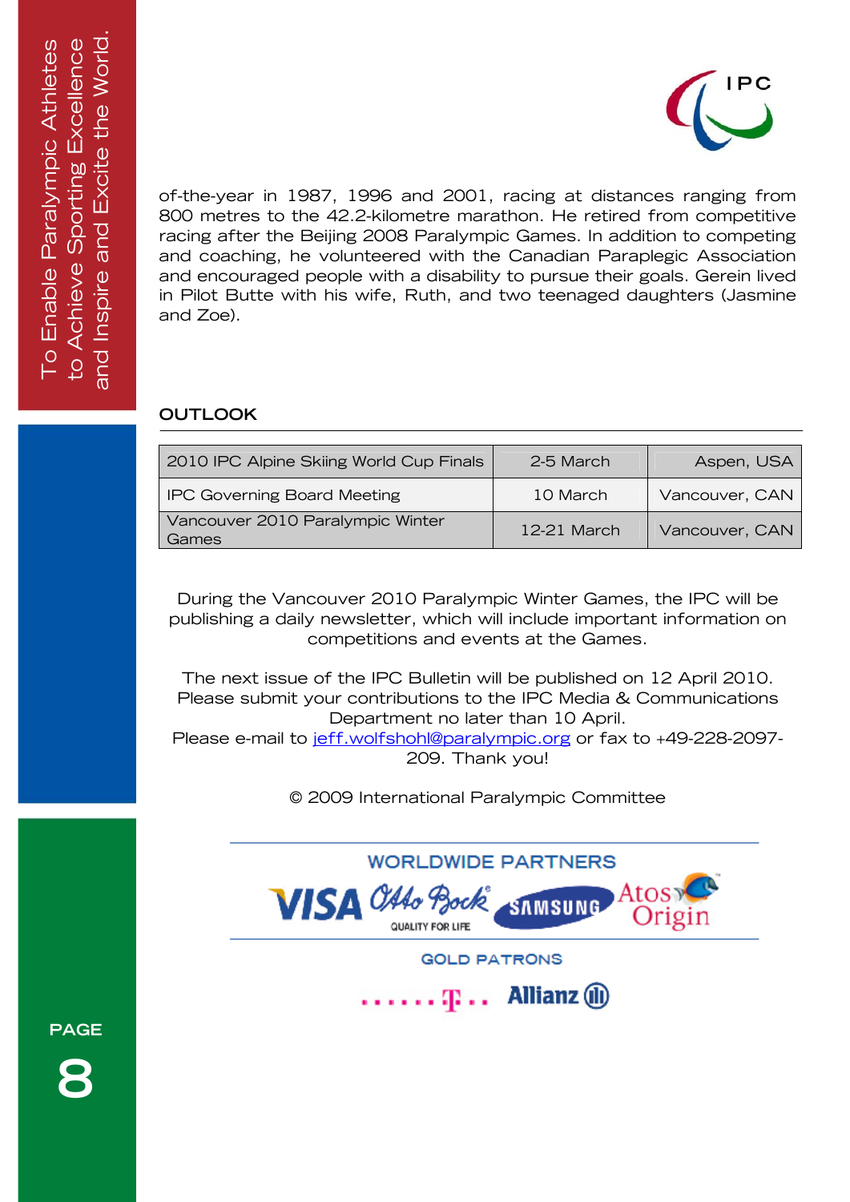of-the-year in 1987, 1996 and 2001, racing at distances ranging from 800 metres to the 42.2-kilometre marathon. He retired from competitive racing after the Beijing 2008 Paralympic Games. In addition to competing and coaching, he volunteered with the Canadian Paraplegic Association and encouraged people with a disability to pursue their goals. Gerein lived in Pilot Butte with his wife, Ruth, and two teenaged daughters (Jasmine and Zoe).

## OUTLOOK

| | | |
|---|---|---|
| 2010 IPC Alpine Skiing World Cup Finals | 2-5 March | Aspen, USA |
| IPC Governing Board Meeting | 10 March | Vancouver, CAN |
| Vancouver 2010 Paralympic Winter Games | 12-21 March | Vancouver, CAN |

During the Vancouver 2010 Paralympic Winter Games, the IPC will be publishing a daily newsletter, which will include important information on competitions and events at the Games.

The next issue of the IPC Bulletin will be published on 12 April 2010. Please submit your contributions to the IPC Media & Communications Department no later than 10 April.
Please e-mail to jeff.wolfshohl@paralympic.org or fax to +49-228-2097-209. Thank you!

© 2009 International Paralympic Committee

WORLDWIDE PARTNERS

GOLD PATRONS